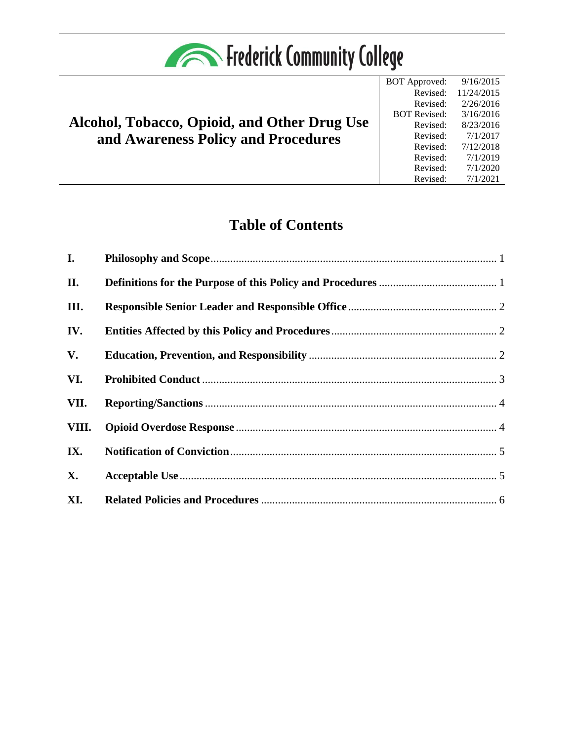Frederick Community College

# Alcohol, Tobacco, Opioid, and Other Drug Use and Awareness Policy and Procedures

| | |
|---|---|
| BOT Approved: | 9/16/2015 |
| Revised: | 11/24/2015 |
| Revised: | 2/26/2016 |
| BOT Revised: | 3/16/2016 |
| Revised: | 8/23/2016 |
| Revised: | 7/1/2017 |
| Revised: | 7/12/2018 |
| Revised: | 7/1/2019 |
| Revised: | 7/1/2020 |
| Revised: | 7/1/2021 |

## Table of Contents

| | | |
|---|---|---|
| I. | Philosophy and Scope | 1 |
| II. | Definitions for the Purpose of this Policy and Procedures | 1 |
| III. | Responsible Senior Leader and Responsible Office | 2 |
| IV. | Entities Affected by this Policy and Procedures | 2 |
| V. | Education, Prevention, and Responsibility | 2 |
| VI. | Prohibited Conduct | 3 |
| VII. | Reporting/Sanctions | 4 |
| VIII. | Opioid Overdose Response | 4 |
| IX. | Notification of Conviction | 5 |
| X. | Acceptable Use | 5 |
| XI. | Related Policies and Procedures | 6 |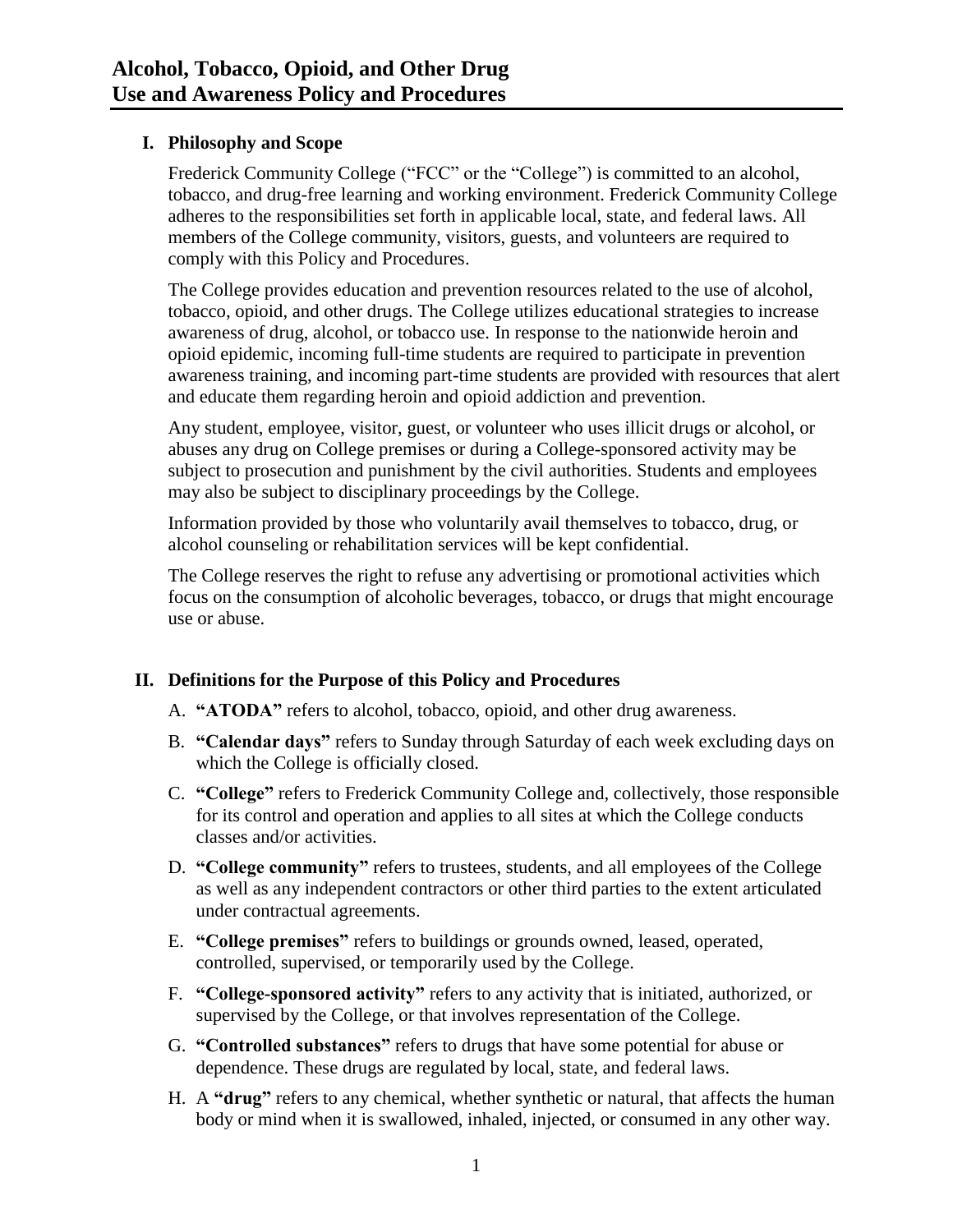# Alcohol, Tobacco, Opioid, and Other Drug Use and Awareness Policy and Procedures

## I. Philosophy and Scope

Frederick Community College ("FCC" or the "College") is committed to an alcohol, tobacco, and drug-free learning and working environment. Frederick Community College adheres to the responsibilities set forth in applicable local, state, and federal laws. All members of the College community, visitors, guests, and volunteers are required to comply with this Policy and Procedures.

The College provides education and prevention resources related to the use of alcohol, tobacco, opioid, and other drugs. The College utilizes educational strategies to increase awareness of drug, alcohol, or tobacco use. In response to the nationwide heroin and opioid epidemic, incoming full-time students are required to participate in prevention awareness training, and incoming part-time students are provided with resources that alert and educate them regarding heroin and opioid addiction and prevention.

Any student, employee, visitor, guest, or volunteer who uses illicit drugs or alcohol, or abuses any drug on College premises or during a College-sponsored activity may be subject to prosecution and punishment by the civil authorities. Students and employees may also be subject to disciplinary proceedings by the College.

Information provided by those who voluntarily avail themselves to tobacco, drug, or alcohol counseling or rehabilitation services will be kept confidential.

The College reserves the right to refuse any advertising or promotional activities which focus on the consumption of alcoholic beverages, tobacco, or drugs that might encourage use or abuse.

## II. Definitions for the Purpose of this Policy and Procedures

A. **"ATODA"** refers to alcohol, tobacco, opioid, and other drug awareness.

B. **"Calendar days"** refers to Sunday through Saturday of each week excluding days on which the College is officially closed.

C. **"College"** refers to Frederick Community College and, collectively, those responsible for its control and operation and applies to all sites at which the College conducts classes and/or activities.

D. **"College community"** refers to trustees, students, and all employees of the College as well as any independent contractors or other third parties to the extent articulated under contractual agreements.

E. **"College premises"** refers to buildings or grounds owned, leased, operated, controlled, supervised, or temporarily used by the College.

F. **"College-sponsored activity"** refers to any activity that is initiated, authorized, or supervised by the College, or that involves representation of the College.

G. **"Controlled substances"** refers to drugs that have some potential for abuse or dependence. These drugs are regulated by local, state, and federal laws.

H. A **"drug"** refers to any chemical, whether synthetic or natural, that affects the human body or mind when it is swallowed, inhaled, injected, or consumed in any other way.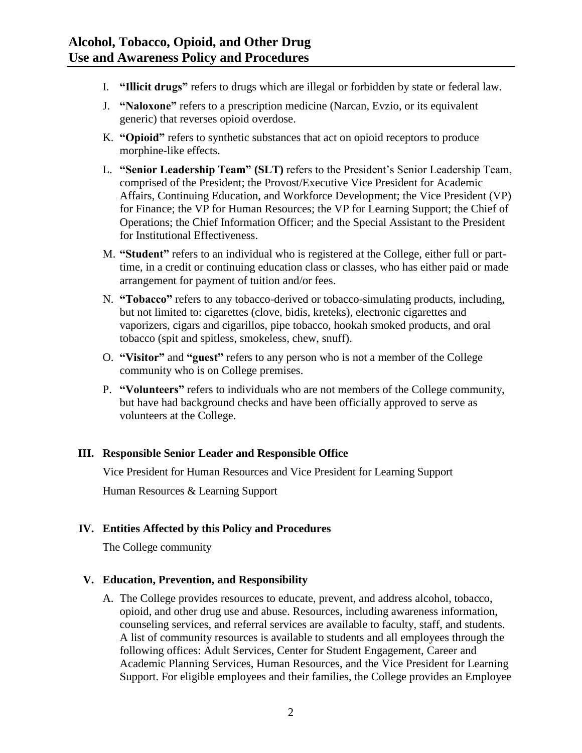I. **"Illicit drugs"** refers to drugs which are illegal or forbidden by state or federal law.

J. **"Naloxone"** refers to a prescription medicine (Narcan, Evzio, or its equivalent generic) that reverses opioid overdose.

K. **"Opioid"** refers to synthetic substances that act on opioid receptors to produce morphine-like effects.

L. **"Senior Leadership Team" (SLT)** refers to the President's Senior Leadership Team, comprised of the President; the Provost/Executive Vice President for Academic Affairs, Continuing Education, and Workforce Development; the Vice President (VP) for Finance; the VP for Human Resources; the VP for Learning Support; the Chief of Operations; the Chief Information Officer; and the Special Assistant to the President for Institutional Effectiveness.

M. **"Student"** refers to an individual who is registered at the College, either full or part-time, in a credit or continuing education class or classes, who has either paid or made arrangement for payment of tuition and/or fees.

N. **"Tobacco"** refers to any tobacco-derived or tobacco-simulating products, including, but not limited to: cigarettes (clove, bidis, kreteks), electronic cigarettes and vaporizers, cigars and cigarillos, pipe tobacco, hookah smoked products, and oral tobacco (spit and spitless, smokeless, chew, snuff).

O. **"Visitor"** and **"guest"** refers to any person who is not a member of the College community who is on College premises.

P. **"Volunteers"** refers to individuals who are not members of the College community, but have had background checks and have been officially approved to serve as volunteers at the College.

## III. Responsible Senior Leader and Responsible Office

Vice President for Human Resources and Vice President for Learning Support

Human Resources & Learning Support

## IV. Entities Affected by this Policy and Procedures

The College community

## V. Education, Prevention, and Responsibility

A. The College provides resources to educate, prevent, and address alcohol, tobacco, opioid, and other drug use and abuse. Resources, including awareness information, counseling services, and referral services are available to faculty, staff, and students. A list of community resources is available to students and all employees through the following offices: Adult Services, Center for Student Engagement, Career and Academic Planning Services, Human Resources, and the Vice President for Learning Support. For eligible employees and their families, the College provides an Employee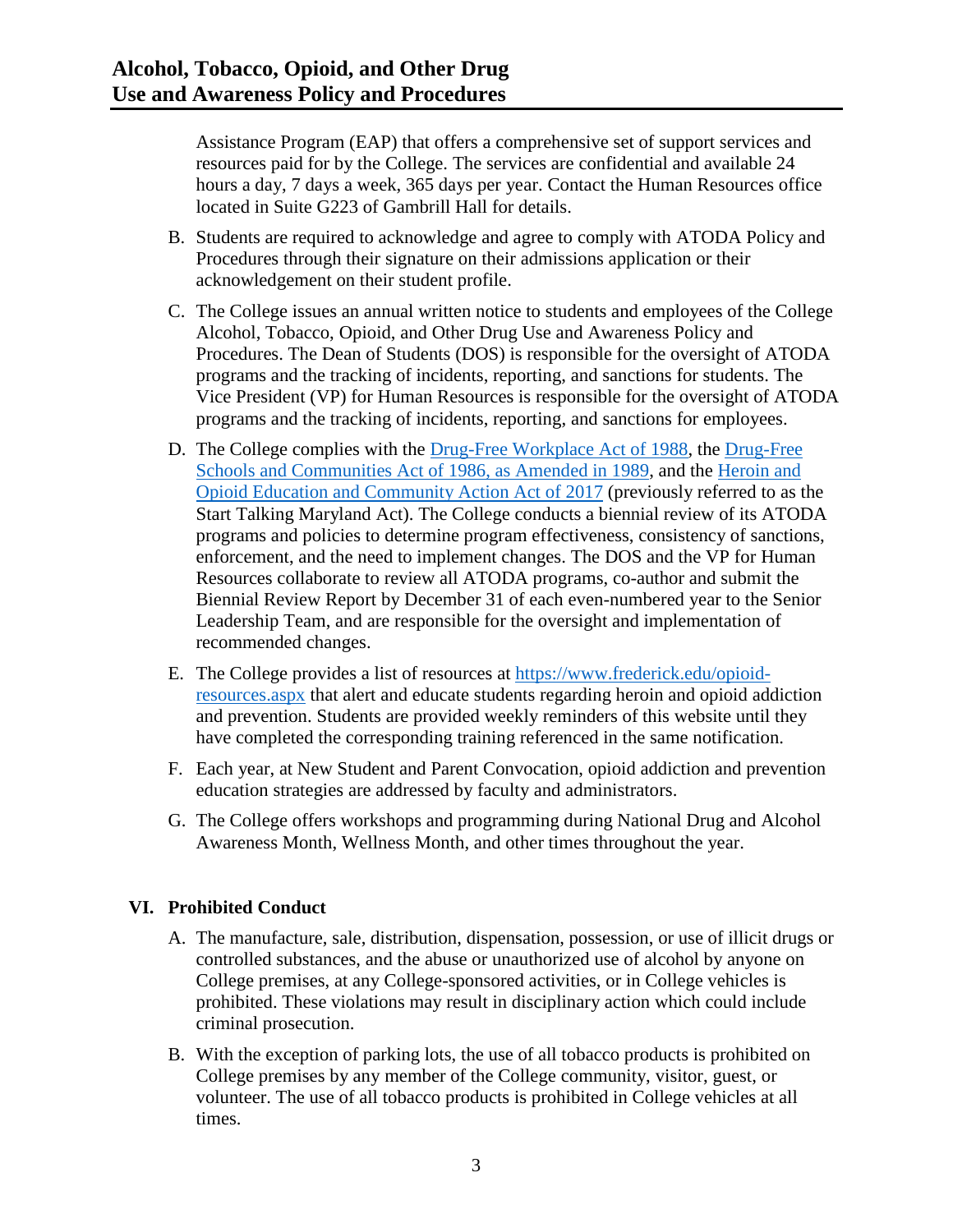Assistance Program (EAP) that offers a comprehensive set of support services and resources paid for by the College. The services are confidential and available 24 hours a day, 7 days a week, 365 days per year. Contact the Human Resources office located in Suite G223 of Gambrill Hall for details.

B. Students are required to acknowledge and agree to comply with ATODA Policy and Procedures through their signature on their admissions application or their acknowledgement on their student profile.

C. The College issues an annual written notice to students and employees of the College Alcohol, Tobacco, Opioid, and Other Drug Use and Awareness Policy and Procedures. The Dean of Students (DOS) is responsible for the oversight of ATODA programs and the tracking of incidents, reporting, and sanctions for students. The Vice President (VP) for Human Resources is responsible for the oversight of ATODA programs and the tracking of incidents, reporting, and sanctions for employees.

D. The College complies with the Drug-Free Workplace Act of 1988, the Drug-Free Schools and Communities Act of 1986, as Amended in 1989, and the Heroin and Opioid Education and Community Action Act of 2017 (previously referred to as the Start Talking Maryland Act). The College conducts a biennial review of its ATODA programs and policies to determine program effectiveness, consistency of sanctions, enforcement, and the need to implement changes. The DOS and the VP for Human Resources collaborate to review all ATODA programs, co-author and submit the Biennial Review Report by December 31 of each even-numbered year to the Senior Leadership Team, and are responsible for the oversight and implementation of recommended changes.

E. The College provides a list of resources at https://www.frederick.edu/opioid-resources.aspx that alert and educate students regarding heroin and opioid addiction and prevention. Students are provided weekly reminders of this website until they have completed the corresponding training referenced in the same notification.

F. Each year, at New Student and Parent Convocation, opioid addiction and prevention education strategies are addressed by faculty and administrators.

G. The College offers workshops and programming during National Drug and Alcohol Awareness Month, Wellness Month, and other times throughout the year.

## VI. Prohibited Conduct

A. The manufacture, sale, distribution, dispensation, possession, or use of illicit drugs or controlled substances, and the abuse or unauthorized use of alcohol by anyone on College premises, at any College-sponsored activities, or in College vehicles is prohibited. These violations may result in disciplinary action which could include criminal prosecution.

B. With the exception of parking lots, the use of all tobacco products is prohibited on College premises by any member of the College community, visitor, guest, or volunteer. The use of all tobacco products is prohibited in College vehicles at all times.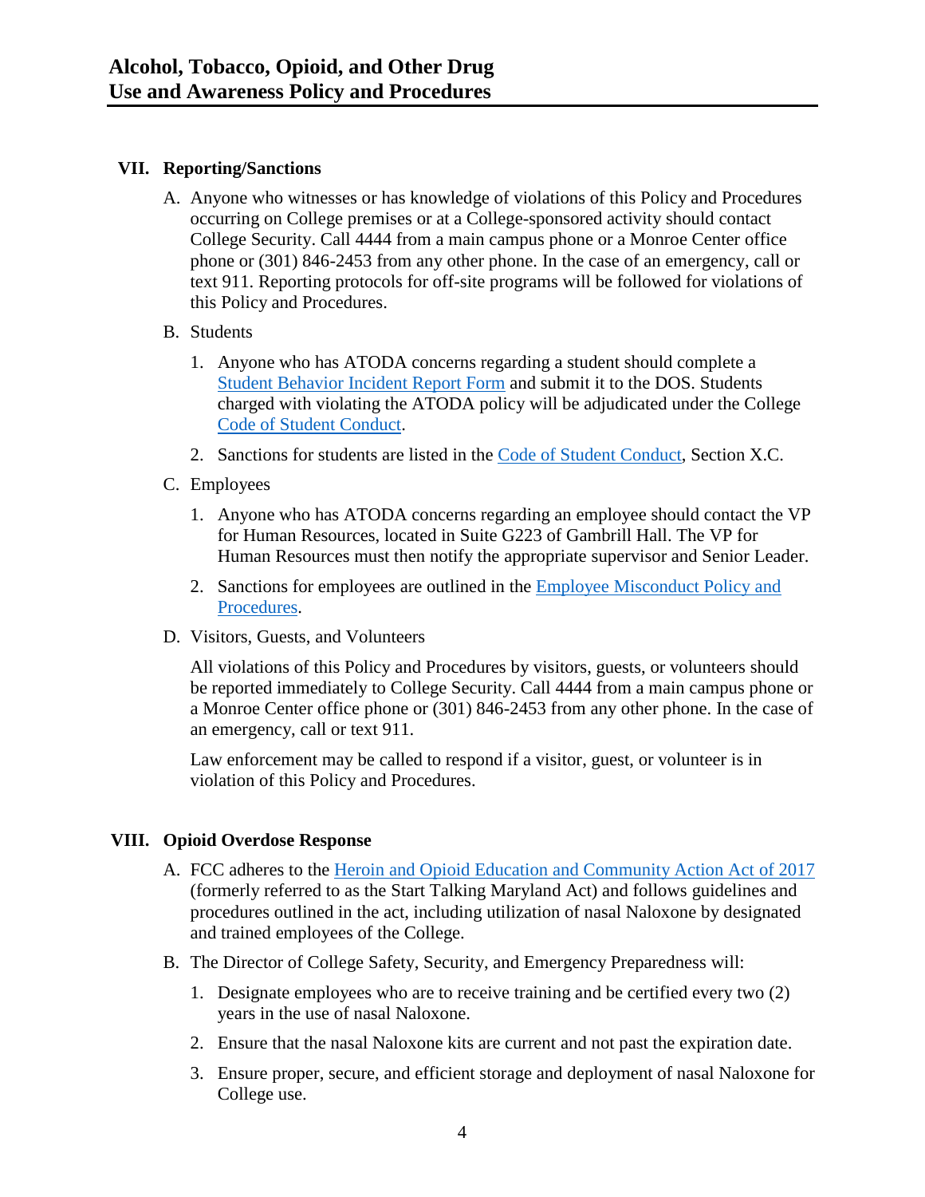## VII. Reporting/Sanctions

A. Anyone who witnesses or has knowledge of violations of this Policy and Procedures occurring on College premises or at a College-sponsored activity should contact College Security. Call 4444 from a main campus phone or a Monroe Center office phone or (301) 846-2453 from any other phone. In the case of an emergency, call or text 911. Reporting protocols for off-site programs will be followed for violations of this Policy and Procedures.

B. Students

1. Anyone who has ATODA concerns regarding a student should complete a Student Behavior Incident Report Form and submit it to the DOS. Students charged with violating the ATODA policy will be adjudicated under the College Code of Student Conduct.

2. Sanctions for students are listed in the Code of Student Conduct, Section X.C.

C. Employees

1. Anyone who has ATODA concerns regarding an employee should contact the VP for Human Resources, located in Suite G223 of Gambrill Hall. The VP for Human Resources must then notify the appropriate supervisor and Senior Leader.

2. Sanctions for employees are outlined in the Employee Misconduct Policy and Procedures.

D. Visitors, Guests, and Volunteers

All violations of this Policy and Procedures by visitors, guests, or volunteers should be reported immediately to College Security. Call 4444 from a main campus phone or a Monroe Center office phone or (301) 846-2453 from any other phone. In the case of an emergency, call or text 911.

Law enforcement may be called to respond if a visitor, guest, or volunteer is in violation of this Policy and Procedures.

## VIII. Opioid Overdose Response

A. FCC adheres to the Heroin and Opioid Education and Community Action Act of 2017 (formerly referred to as the Start Talking Maryland Act) and follows guidelines and procedures outlined in the act, including utilization of nasal Naloxone by designated and trained employees of the College.

B. The Director of College Safety, Security, and Emergency Preparedness will:

1. Designate employees who are to receive training and be certified every two (2) years in the use of nasal Naloxone.

2. Ensure that the nasal Naloxone kits are current and not past the expiration date.

3. Ensure proper, secure, and efficient storage and deployment of nasal Naloxone for College use.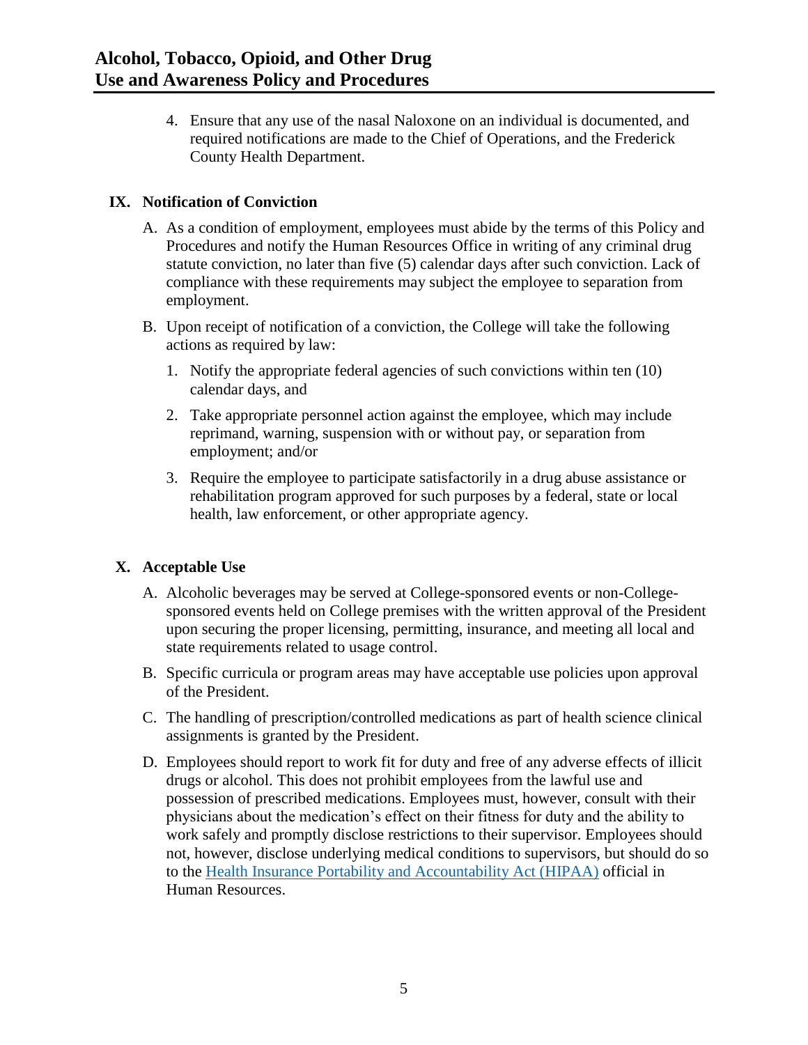4. Ensure that any use of the nasal Naloxone on an individual is documented, and required notifications are made to the Chief of Operations, and the Frederick County Health Department.

## IX. Notification of Conviction

A. As a condition of employment, employees must abide by the terms of this Policy and Procedures and notify the Human Resources Office in writing of any criminal drug statute conviction, no later than five (5) calendar days after such conviction. Lack of compliance with these requirements may subject the employee to separation from employment.

B. Upon receipt of notification of a conviction, the College will take the following actions as required by law:

   1. Notify the appropriate federal agencies of such convictions within ten (10) calendar days, and

   2. Take appropriate personnel action against the employee, which may include reprimand, warning, suspension with or without pay, or separation from employment; and/or

   3. Require the employee to participate satisfactorily in a drug abuse assistance or rehabilitation program approved for such purposes by a federal, state or local health, law enforcement, or other appropriate agency.

## X. Acceptable Use

A. Alcoholic beverages may be served at College-sponsored events or non-College-sponsored events held on College premises with the written approval of the President upon securing the proper licensing, permitting, insurance, and meeting all local and state requirements related to usage control.

B. Specific curricula or program areas may have acceptable use policies upon approval of the President.

C. The handling of prescription/controlled medications as part of health science clinical assignments is granted by the President.

D. Employees should report to work fit for duty and free of any adverse effects of illicit drugs or alcohol. This does not prohibit employees from the lawful use and possession of prescribed medications. Employees must, however, consult with their physicians about the medication's effect on their fitness for duty and the ability to work safely and promptly disclose restrictions to their supervisor. Employees should not, however, disclose underlying medical conditions to supervisors, but should do so to the Health Insurance Portability and Accountability Act (HIPAA) official in Human Resources.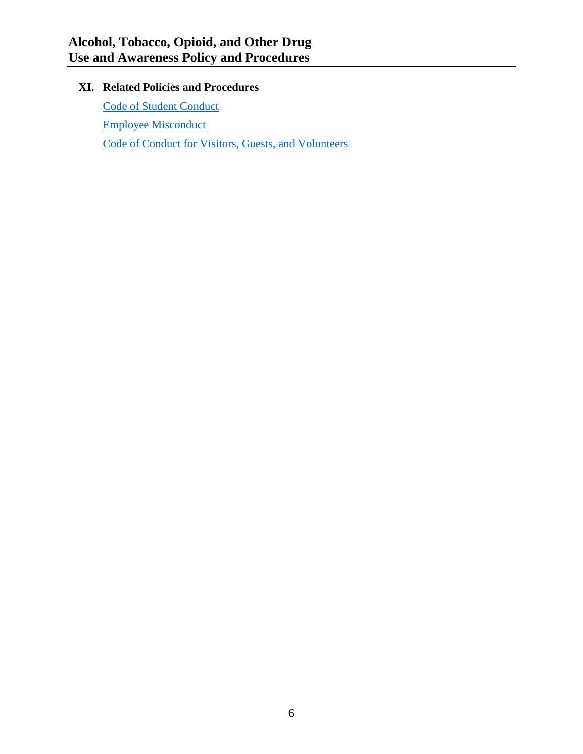## XI. Related Policies and Procedures

Code of Student Conduct

Employee Misconduct

Code of Conduct for Visitors, Guests, and Volunteers